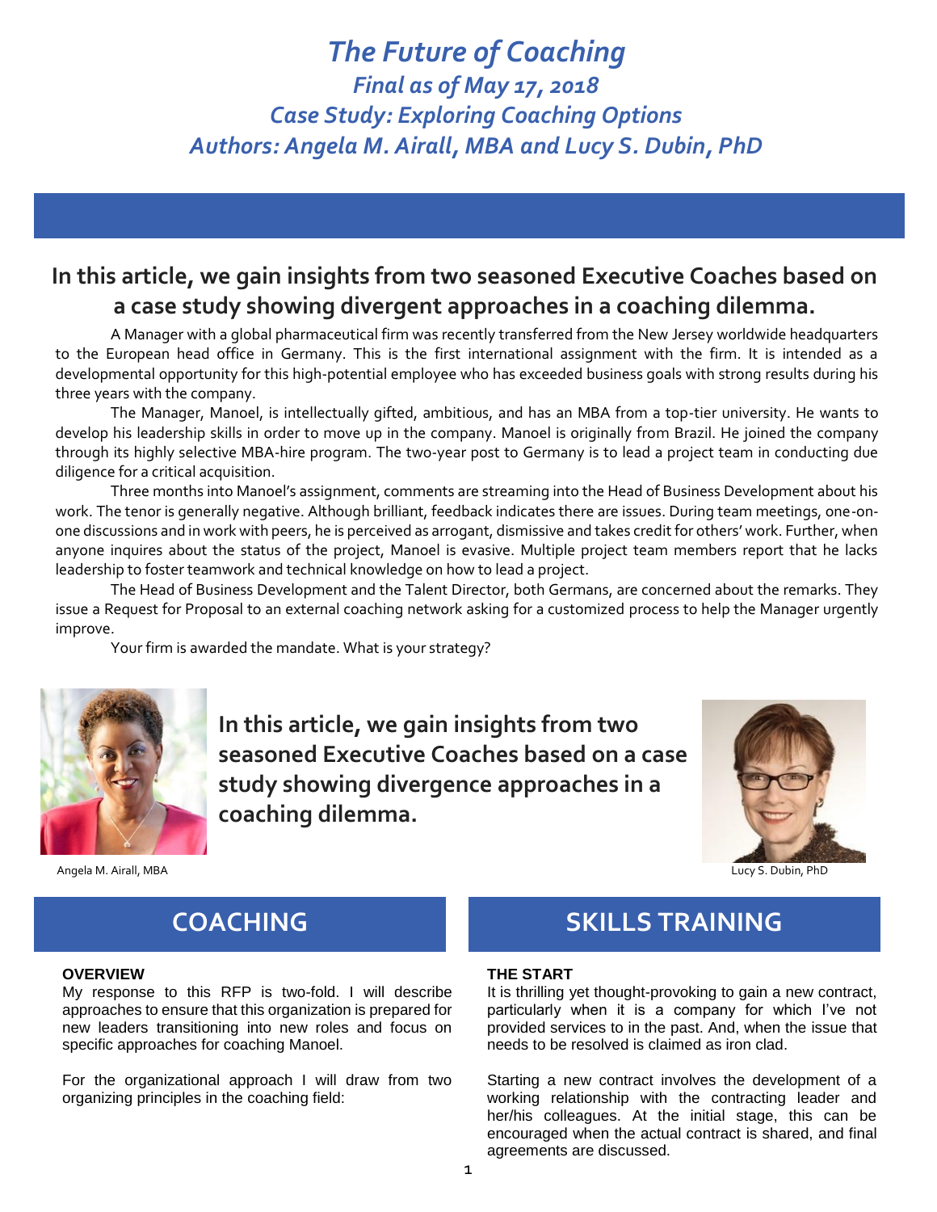# *The Future of Coaching*

## *Final as of May 17, 2018*

## *Case Study: Exploring Coaching Options*

## *Authors: Angela M. Airall, MBA and Lucy S. Dubin, PhD*

## In this article, we gain insights from two seasoned Executive Coaches based on a case study showing divergent approaches in a coaching dilemma.

A Manager with a global pharmaceutical firm was recently transferred from the New Jersey worldwide headquarters to the European head office in Germany. This is the first international assignment with the firm. It is intended as a developmental opportunity for this high-potential employee who has exceeded business goals with strong results during his three years with the company.

The Manager, Manoel, is intellectually gifted, ambitious, and has an MBA from a top-tier university. He wants to develop his leadership skills in order to move up in the company. Manoel is originally from Brazil. He joined the company through its highly selective MBA-hire program. The two-year post to Germany is to lead a project team in conducting due diligence for a critical acquisition.

Three months into Manoel's assignment, comments are streaming into the Head of Business Development about his work. The tenor is generally negative. Although brilliant, feedback indicates there are issues. During team meetings, one-on-one discussions and in work with peers, he is perceived as arrogant, dismissive and takes credit for others' work. Further, when anyone inquires about the status of the project, Manoel is evasive. Multiple project team members report that he lacks leadership to foster teamwork and technical knowledge on how to lead a project.

The Head of Business Development and the Talent Director, both Germans, are concerned about the remarks. They issue a Request for Proposal to an external coaching network asking for a customized process to help the Manager urgently improve.

Your firm is awarded the mandate. What is your strategy?

**In this article, we gain insights from two seasoned Executive Coaches based on a case study showing divergence approaches in a coaching dilemma.**

Angela M. Airall, MBA

Lucy S. Dubin, PhD

## COACHING

**OVERVIEW**

My response to this RFP is two-fold. I will describe approaches to ensure that this organization is prepared for new leaders transitioning into new roles and focus on specific approaches for coaching Manoel.

For the organizational approach I will draw from two organizing principles in the coaching field:

## SKILLS TRAINING

**THE START**

It is thrilling yet thought-provoking to gain a new contract, particularly when it is a company for which I've not provided services to in the past. And, when the issue that needs to be resolved is claimed as iron clad.

Starting a new contract involves the development of a working relationship with the contracting leader and her/his colleagues. At the initial stage, this can be encouraged when the actual contract is shared, and final agreements are discussed.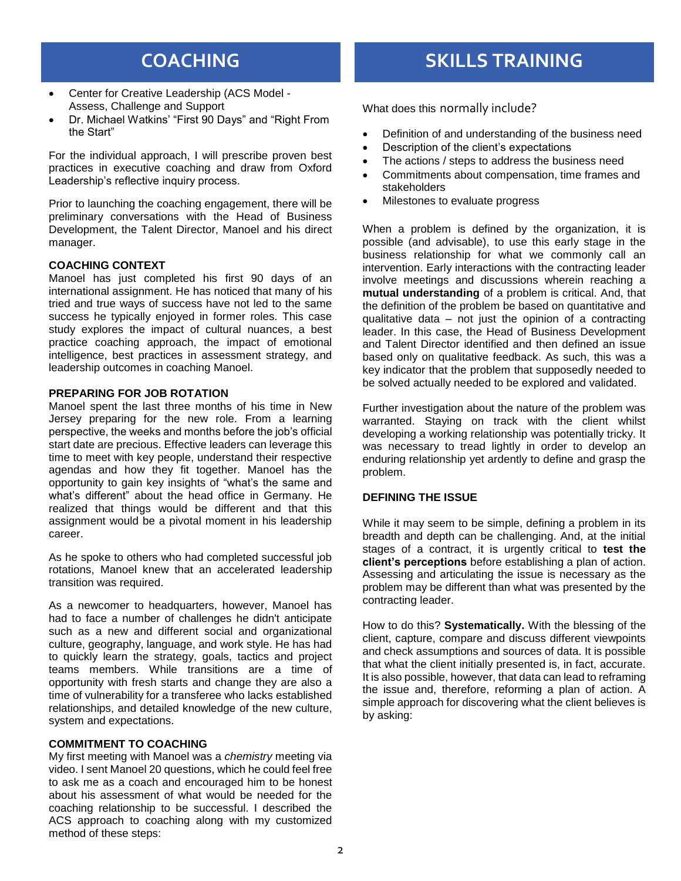# COACHING

- Center for Creative Leadership (ACS Model - Assess, Challenge and Support
- Dr. Michael Watkins' "First 90 Days" and "Right From the Start"

For the individual approach, I will prescribe proven best practices in executive coaching and draw from Oxford Leadership's reflective inquiry process.

Prior to launching the coaching engagement, there will be preliminary conversations with the Head of Business Development, the Talent Director, Manoel and his direct manager.

**COACHING CONTEXT**

Manoel has just completed his first 90 days of an international assignment. He has noticed that many of his tried and true ways of success have not led to the same success he typically enjoyed in former roles. This case study explores the impact of cultural nuances, a best practice coaching approach, the impact of emotional intelligence, best practices in assessment strategy, and leadership outcomes in coaching Manoel.

**PREPARING FOR JOB ROTATION**

Manoel spent the last three months of his time in New Jersey preparing for the new role. From a learning perspective, the weeks and months before the job's official start date are precious. Effective leaders can leverage this time to meet with key people, understand their respective agendas and how they fit together. Manoel has the opportunity to gain key insights of "what's the same and what's different" about the head office in Germany. He realized that things would be different and that this assignment would be a pivotal moment in his leadership career.

As he spoke to others who had completed successful job rotations, Manoel knew that an accelerated leadership transition was required.

As a newcomer to headquarters, however, Manoel has had to face a number of challenges he didn't anticipate such as a new and different social and organizational culture, geography, language, and work style. He has had to quickly learn the strategy, goals, tactics and project teams members. While transitions are a time of opportunity with fresh starts and change they are also a time of vulnerability for a transferee who lacks established relationships, and detailed knowledge of the new culture, system and expectations.

**COMMITMENT TO COACHING**

My first meeting with Manoel was a *chemistry* meeting via video. I sent Manoel 20 questions, which he could feel free to ask me as a coach and encouraged him to be honest about his assessment of what would be needed for the coaching relationship to be successful. I described the ACS approach to coaching along with my customized method of these steps:

# SKILLS TRAINING

What does this normally include?

- Definition of and understanding of the business need
- Description of the client's expectations
- The actions / steps to address the business need
- Commitments about compensation, time frames and stakeholders
- Milestones to evaluate progress

When a problem is defined by the organization, it is possible (and advisable), to use this early stage in the business relationship for what we commonly call an intervention. Early interactions with the contracting leader involve meetings and discussions wherein reaching a **mutual understanding** of a problem is critical. And, that the definition of the problem be based on quantitative and qualitative data – not just the opinion of a contracting leader. In this case, the Head of Business Development and Talent Director identified and then defined an issue based only on qualitative feedback. As such, this was a key indicator that the problem that supposedly needed to be solved actually needed to be explored and validated.

Further investigation about the nature of the problem was warranted. Staying on track with the client whilst developing a working relationship was potentially tricky. It was necessary to tread lightly in order to develop an enduring relationship yet ardently to define and grasp the problem.

**DEFINING THE ISSUE**

While it may seem to be simple, defining a problem in its breadth and depth can be challenging. And, at the initial stages of a contract, it is urgently critical to **test the client's perceptions** before establishing a plan of action. Assessing and articulating the issue is necessary as the problem may be different than what was presented by the contracting leader.

How to do this? **Systematically.** With the blessing of the client, capture, compare and discuss different viewpoints and check assumptions and sources of data. It is possible that what the client initially presented is, in fact, accurate. It is also possible, however, that data can lead to reframing the issue and, therefore, reforming a plan of action. A simple approach for discovering what the client believes is by asking: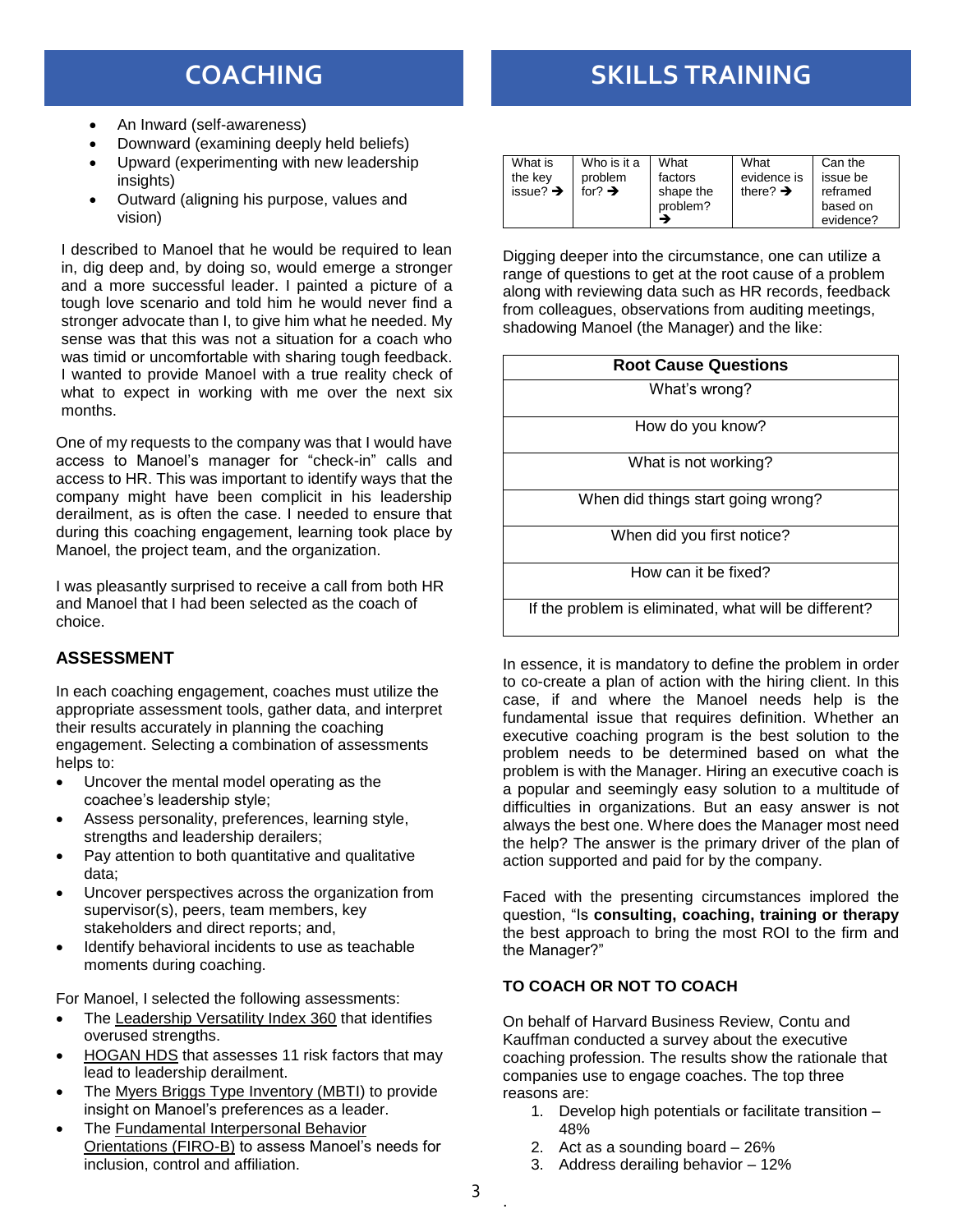## COACHING

- An Inward (self-awareness)
- Downward (examining deeply held beliefs)
- Upward (experimenting with new leadership insights)
- Outward (aligning his purpose, values and vision)

I described to Manoel that he would be required to lean in, dig deep and, by doing so, would emerge a stronger and a more successful leader. I painted a picture of a tough love scenario and told him he would never find a stronger advocate than I, to give him what he needed. My sense was that this was not a situation for a coach who was timid or uncomfortable with sharing tough feedback. I wanted to provide Manoel with a true reality check of what to expect in working with me over the next six months.

One of my requests to the company was that I would have access to Manoel's manager for "check-in" calls and access to HR. This was important to identify ways that the company might have been complicit in his leadership derailment, as is often the case. I needed to ensure that during this coaching engagement, learning took place by Manoel, the project team, and the organization.

I was pleasantly surprised to receive a call from both HR and Manoel that I had been selected as the coach of choice.

### ASSESSMENT

In each coaching engagement, coaches must utilize the appropriate assessment tools, gather data, and interpret their results accurately in planning the coaching engagement. Selecting a combination of assessments helps to:

- Uncover the mental model operating as the coachee's leadership style;
- Assess personality, preferences, learning style, strengths and leadership derailers;
- Pay attention to both quantitative and qualitative data;
- Uncover perspectives across the organization from supervisor(s), peers, team members, key stakeholders and direct reports; and,
- Identify behavioral incidents to use as teachable moments during coaching.

For Manoel, I selected the following assessments:

- The Leadership Versatility Index 360 that identifies overused strengths.
- HOGAN HDS that assesses 11 risk factors that may lead to leadership derailment.
- The Myers Briggs Type Inventory (MBTI) to provide insight on Manoel's preferences as a leader.
- The Fundamental Interpersonal Behavior Orientations (FIRO-B) to assess Manoel's needs for inclusion, control and affiliation.

## SKILLS TRAINING

| What is the key issue? ➔ | Who is it a problem for? ➔ | What factors shape the problem? ➔ | What evidence is there? ➔ | Can the issue be reframed based on evidence? |
|---|---|---|---|---|

Digging deeper into the circumstance, one can utilize a range of questions to get at the root cause of a problem along with reviewing data such as HR records, feedback from colleagues, observations from auditing meetings, shadowing Manoel (the Manager) and the like:

| Root Cause Questions |
|---|
| What's wrong? |
| How do you know? |
| What is not working? |
| When did things start going wrong? |
| When did you first notice? |
| How can it be fixed? |
| If the problem is eliminated, what will be different? |

In essence, it is mandatory to define the problem in order to co-create a plan of action with the hiring client. In this case, if and where the Manoel needs help is the fundamental issue that requires definition. Whether an executive coaching program is the best solution to the problem needs to be determined based on what the problem is with the Manager. Hiring an executive coach is a popular and seemingly easy solution to a multitude of difficulties in organizations. But an easy answer is not always the best one. Where does the Manager most need the help? The answer is the primary driver of the plan of action supported and paid for by the company.

Faced with the presenting circumstances implored the question, "Is **consulting, coaching, training or therapy** the best approach to bring the most ROI to the firm and the Manager?"

### TO COACH OR NOT TO COACH

On behalf of Harvard Business Review, Contu and Kauffman conducted a survey about the executive coaching profession. The results show the rationale that companies use to engage coaches. The top three reasons are:

1. Develop high potentials or facilitate transition – 48%
2. Act as a sounding board – 26%
3. Address derailing behavior – 12%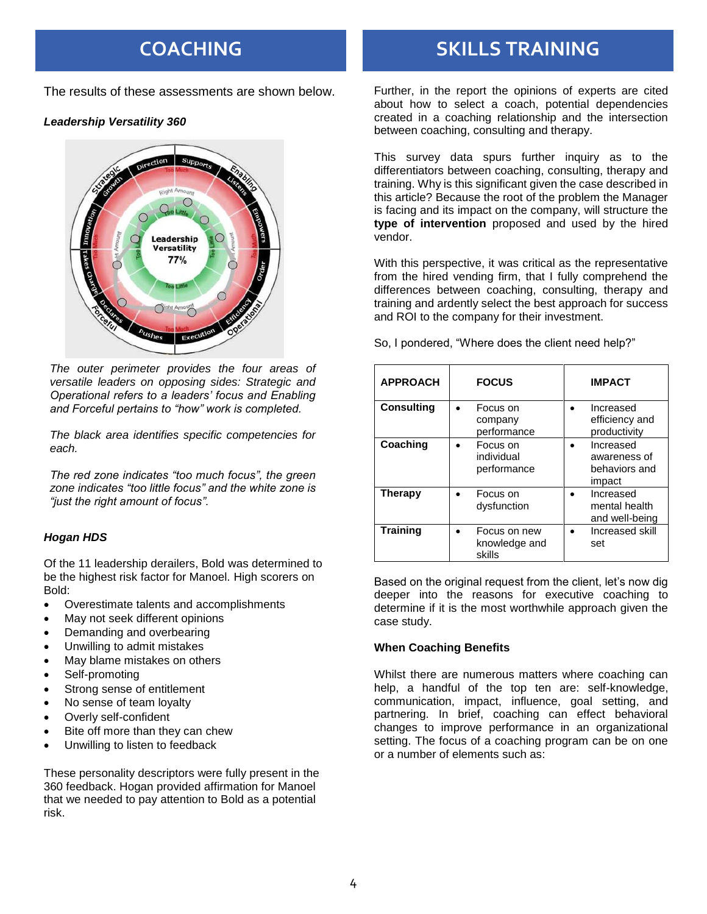## COACHING

The results of these assessments are shown below.

***Leadership Versatility 360***

*The outer perimeter provides the four areas of versatile leaders on opposing sides: Strategic and Operational refers to a leaders' focus and Enabling and Forceful pertains to "how" work is completed.*

*The black area identifies specific competencies for each.*

*The red zone indicates "too much focus", the green zone indicates "too little focus" and the white zone is "just the right amount of focus".*

***Hogan HDS***

Of the 11 leadership derailers, Bold was determined to be the highest risk factor for Manoel. High scorers on Bold:

- Overestimate talents and accomplishments
- May not seek different opinions
- Demanding and overbearing
- Unwilling to admit mistakes
- May blame mistakes on others
- Self-promoting
- Strong sense of entitlement
- No sense of team loyalty
- Overly self-confident
- Bite off more than they can chew
- Unwilling to listen to feedback

These personality descriptors were fully present in the 360 feedback. Hogan provided affirmation for Manoel that we needed to pay attention to Bold as a potential risk.

## SKILLS TRAINING

Further, in the report the opinions of experts are cited about how to select a coach, potential dependencies created in a coaching relationship and the intersection between coaching, consulting and therapy.

This survey data spurs further inquiry as to the differentiators between coaching, consulting, therapy and training. Why is this significant given the case described in this article? Because the root of the problem the Manager is facing and its impact on the company, will structure the **type of intervention** proposed and used by the hired vendor.

With this perspective, it was critical as the representative from the hired vending firm, that I fully comprehend the differences between coaching, consulting, therapy and training and ardently select the best approach for success and ROI to the company for their investment.

So, I pondered, "Where does the client need help?"

| APPROACH | FOCUS | IMPACT |
|---|---|---|
| **Consulting** | • Focus on company performance | • Increased efficiency and productivity |
| **Coaching** | • Focus on individual performance | • Increased awareness of behaviors and impact |
| **Therapy** | • Focus on dysfunction | • Increased mental health and well-being |
| **Training** | • Focus on new knowledge and skills | • Increased skill set |

Based on the original request from the client, let's now dig deeper into the reasons for executive coaching to determine if it is the most worthwhile approach given the case study.

**When Coaching Benefits**

Whilst there are numerous matters where coaching can help, a handful of the top ten are: self-knowledge, communication, impact, influence, goal setting, and partnering. In brief, coaching can effect behavioral changes to improve performance in an organizational setting. The focus of a coaching program can be on one or a number of elements such as: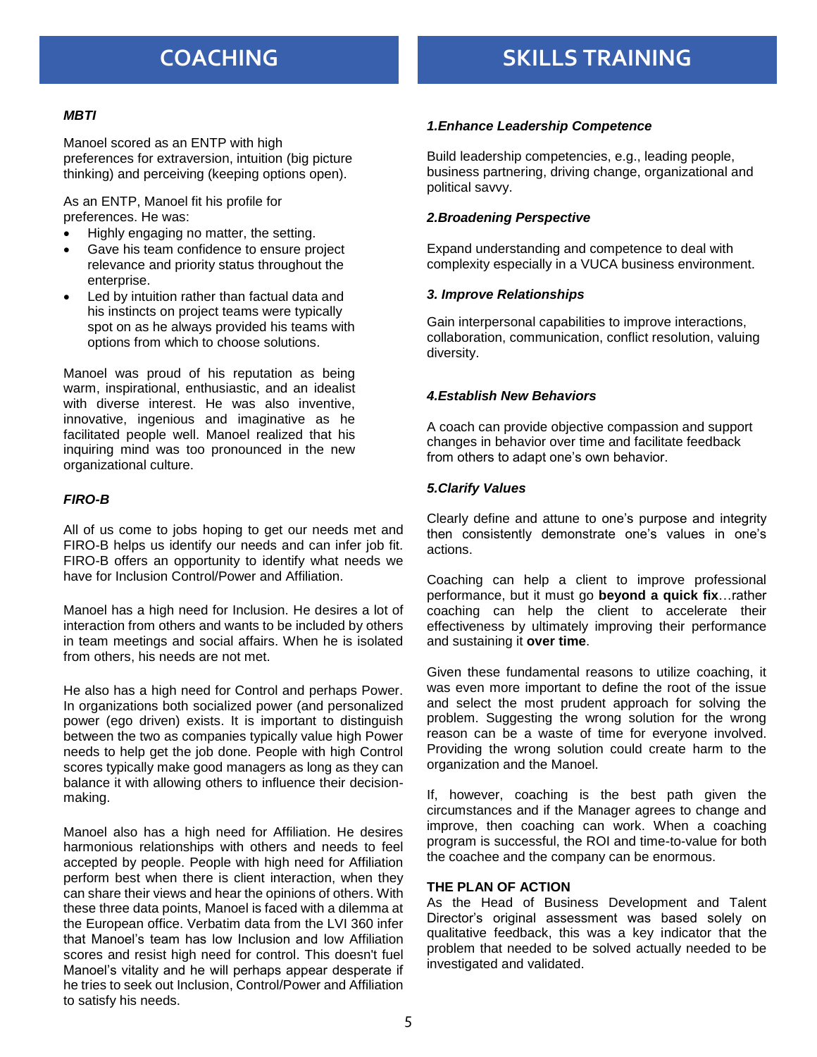## COACHING

***MBTI***

Manoel scored as an ENTP with high preferences for extraversion, intuition (big picture thinking) and perceiving (keeping options open).

As an ENTP, Manoel fit his profile for preferences. He was:

- Highly engaging no matter, the setting.
- Gave his team confidence to ensure project relevance and priority status throughout the enterprise.
- Led by intuition rather than factual data and his instincts on project teams were typically spot on as he always provided his teams with options from which to choose solutions.

Manoel was proud of his reputation as being warm, inspirational, enthusiastic, and an idealist with diverse interest. He was also inventive, innovative, ingenious and imaginative as he facilitated people well. Manoel realized that his inquiring mind was too pronounced in the new organizational culture.

***FIRO-B***

All of us come to jobs hoping to get our needs met and FIRO-B helps us identify our needs and can infer job fit. FIRO-B offers an opportunity to identify what needs we have for Inclusion Control/Power and Affiliation.

Manoel has a high need for Inclusion. He desires a lot of interaction from others and wants to be included by others in team meetings and social affairs. When he is isolated from others, his needs are not met.

He also has a high need for Control and perhaps Power. In organizations both socialized power (and personalized power (ego driven) exists. It is important to distinguish between the two as companies typically value high Power needs to help get the job done. People with high Control scores typically make good managers as long as they can balance it with allowing others to influence their decision-making.

Manoel also has a high need for Affiliation. He desires harmonious relationships with others and needs to feel accepted by people. People with high need for Affiliation perform best when there is client interaction, when they can share their views and hear the opinions of others. With these three data points, Manoel is faced with a dilemma at the European office. Verbatim data from the LVI 360 infer that Manoel's team has low Inclusion and low Affiliation scores and resist high need for control. This doesn't fuel Manoel's vitality and he will perhaps appear desperate if he tries to seek out Inclusion, Control/Power and Affiliation to satisfy his needs.

## SKILLS TRAINING

***1.Enhance Leadership Competence***

Build leadership competencies, e.g., leading people, business partnering, driving change, organizational and political savvy.

***2.Broadening Perspective***

Expand understanding and competence to deal with complexity especially in a VUCA business environment.

***3. Improve Relationships***

Gain interpersonal capabilities to improve interactions, collaboration, communication, conflict resolution, valuing diversity.

***4.Establish New Behaviors***

A coach can provide objective compassion and support changes in behavior over time and facilitate feedback from others to adapt one's own behavior.

***5.Clarify Values***

Clearly define and attune to one's purpose and integrity then consistently demonstrate one's values in one's actions.

Coaching can help a client to improve professional performance, but it must go **beyond a quick fix**…rather coaching can help the client to accelerate their effectiveness by ultimately improving their performance and sustaining it **over time**.

Given these fundamental reasons to utilize coaching, it was even more important to define the root of the issue and select the most prudent approach for solving the problem. Suggesting the wrong solution for the wrong reason can be a waste of time for everyone involved. Providing the wrong solution could create harm to the organization and the Manoel.

If, however, coaching is the best path given the circumstances and if the Manager agrees to change and improve, then coaching can work. When a coaching program is successful, the ROI and time-to-value for both the coachee and the company can be enormous.

**THE PLAN OF ACTION**

As the Head of Business Development and Talent Director's original assessment was based solely on qualitative feedback, this was a key indicator that the problem that needed to be solved actually needed to be investigated and validated.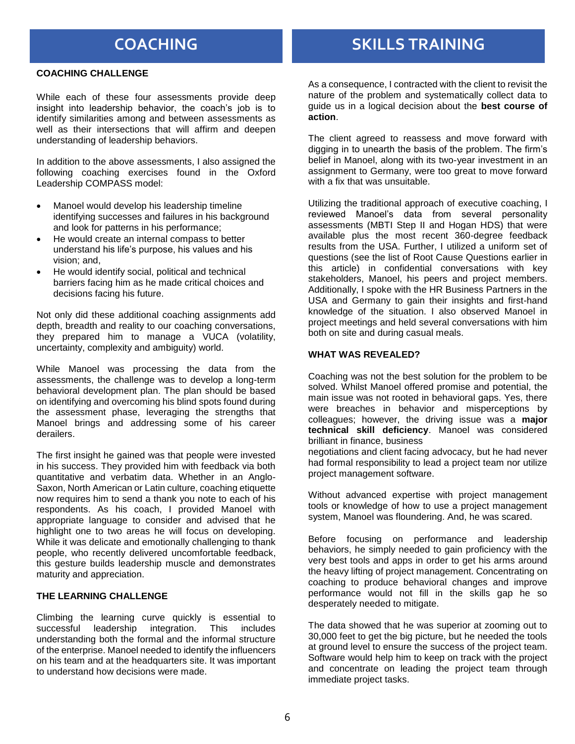## COACHING

**COACHING CHALLENGE**

While each of these four assessments provide deep insight into leadership behavior, the coach's job is to identify similarities among and between assessments as well as their intersections that will affirm and deepen understanding of leadership behaviors.

In addition to the above assessments, I also assigned the following coaching exercises found in the Oxford Leadership COMPASS model:

- Manoel would develop his leadership timeline identifying successes and failures in his background and look for patterns in his performance;
- He would create an internal compass to better understand his life's purpose, his values and his vision; and,
- He would identify social, political and technical barriers facing him as he made critical choices and decisions facing his future.

Not only did these additional coaching assignments add depth, breadth and reality to our coaching conversations, they prepared him to manage a VUCA (volatility, uncertainty, complexity and ambiguity) world.

While Manoel was processing the data from the assessments, the challenge was to develop a long-term behavioral development plan. The plan should be based on identifying and overcoming his blind spots found during the assessment phase, leveraging the strengths that Manoel brings and addressing some of his career derailers.

The first insight he gained was that people were invested in his success. They provided him with feedback via both quantitative and verbatim data. Whether in an Anglo-Saxon, North American or Latin culture, coaching etiquette now requires him to send a thank you note to each of his respondents. As his coach, I provided Manoel with appropriate language to consider and advised that he highlight one to two areas he will focus on developing. While it was delicate and emotionally challenging to thank people, who recently delivered uncomfortable feedback, this gesture builds leadership muscle and demonstrates maturity and appreciation.

**THE LEARNING CHALLENGE**

Climbing the learning curve quickly is essential to successful leadership integration. This includes understanding both the formal and the informal structure of the enterprise. Manoel needed to identify the influencers on his team and at the headquarters site. It was important to understand how decisions were made.

## SKILLS TRAINING

As a consequence, I contracted with the client to revisit the nature of the problem and systematically collect data to guide us in a logical decision about the **best course of action**.

The client agreed to reassess and move forward with digging in to unearth the basis of the problem. The firm's belief in Manoel, along with its two-year investment in an assignment to Germany, were too great to move forward with a fix that was unsuitable.

Utilizing the traditional approach of executive coaching, I reviewed Manoel's data from several personality assessments (MBTI Step II and Hogan HDS) that were available plus the most recent 360-degree feedback results from the USA. Further, I utilized a uniform set of questions (see the list of Root Cause Questions earlier in this article) in confidential conversations with key stakeholders, Manoel, his peers and project members. Additionally, I spoke with the HR Business Partners in the USA and Germany to gain their insights and first-hand knowledge of the situation. I also observed Manoel in project meetings and held several conversations with him both on site and during casual meals.

**WHAT WAS REVEALED?**

Coaching was not the best solution for the problem to be solved. Whilst Manoel offered promise and potential, the main issue was not rooted in behavioral gaps. Yes, there were breaches in behavior and misperceptions by colleagues; however, the driving issue was a **major technical skill deficiency**. Manoel was considered brilliant in finance, business negotiations and client facing advocacy, but he had never had formal responsibility to lead a project team nor utilize project management software.

Without advanced expertise with project management tools or knowledge of how to use a project management system, Manoel was floundering. And, he was scared.

Before focusing on performance and leadership behaviors, he simply needed to gain proficiency with the very best tools and apps in order to get his arms around the heavy lifting of project management. Concentrating on coaching to produce behavioral changes and improve performance would not fill in the skills gap he so desperately needed to mitigate.

The data showed that he was superior at zooming out to 30,000 feet to get the big picture, but he needed the tools at ground level to ensure the success of the project team. Software would help him to keep on track with the project and concentrate on leading the project team through immediate project tasks.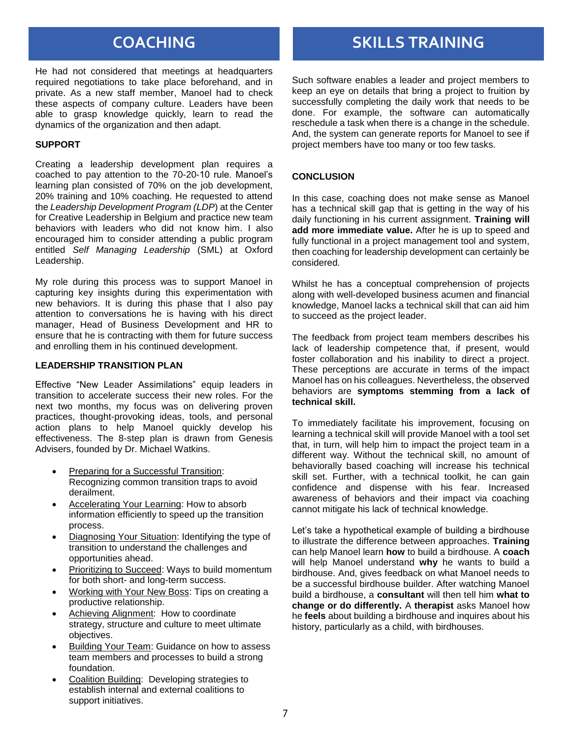## COACHING

He had not considered that meetings at headquarters required negotiations to take place beforehand, and in private. As a new staff member, Manoel had to check these aspects of company culture. Leaders have been able to grasp knowledge quickly, learn to read the dynamics of the organization and then adapt.

**SUPPORT**

Creating a leadership development plan requires a coached to pay attention to the 70-20-10 rule. Manoel's learning plan consisted of 70% on the job development, 20% training and 10% coaching. He requested to attend the *Leadership Development Program (LDP*) at the Center for Creative Leadership in Belgium and practice new team behaviors with leaders who did not know him. I also encouraged him to consider attending a public program entitled *Self Managing Leadership* (SML) at Oxford Leadership.

My role during this process was to support Manoel in capturing key insights during this experimentation with new behaviors. It is during this phase that I also pay attention to conversations he is having with his direct manager, Head of Business Development and HR to ensure that he is contracting with them for future success and enrolling them in his continued development.

**LEADERSHIP TRANSITION PLAN**

Effective "New Leader Assimilations" equip leaders in transition to accelerate success their new roles. For the next two months, my focus was on delivering proven practices, thought-provoking ideas, tools, and personal action plans to help Manoel quickly develop his effectiveness. The 8-step plan is drawn from Genesis Advisers, founded by Dr. Michael Watkins.

- Preparing for a Successful Transition: Recognizing common transition traps to avoid derailment.
- Accelerating Your Learning: How to absorb information efficiently to speed up the transition process.
- Diagnosing Your Situation: Identifying the type of transition to understand the challenges and opportunities ahead.
- Prioritizing to Succeed: Ways to build momentum for both short- and long-term success.
- Working with Your New Boss: Tips on creating a productive relationship.
- Achieving Alignment: How to coordinate strategy, structure and culture to meet ultimate objectives.
- Building Your Team: Guidance on how to assess team members and processes to build a strong foundation.
- Coalition Building: Developing strategies to establish internal and external coalitions to support initiatives.

## SKILLS TRAINING

Such software enables a leader and project members to keep an eye on details that bring a project to fruition by successfully completing the daily work that needs to be done. For example, the software can automatically reschedule a task when there is a change in the schedule. And, the system can generate reports for Manoel to see if project members have too many or too few tasks.

**CONCLUSION**

In this case, coaching does not make sense as Manoel has a technical skill gap that is getting in the way of his daily functioning in his current assignment. **Training will add more immediate value.** After he is up to speed and fully functional in a project management tool and system, then coaching for leadership development can certainly be considered.

Whilst he has a conceptual comprehension of projects along with well-developed business acumen and financial knowledge, Manoel lacks a technical skill that can aid him to succeed as the project leader.

The feedback from project team members describes his lack of leadership competence that, if present, would foster collaboration and his inability to direct a project. These perceptions are accurate in terms of the impact Manoel has on his colleagues. Nevertheless, the observed behaviors are **symptoms stemming from a lack of technical skill.**

To immediately facilitate his improvement, focusing on learning a technical skill will provide Manoel with a tool set that, in turn, will help him to impact the project team in a different way. Without the technical skill, no amount of behaviorally based coaching will increase his technical skill set. Further, with a technical toolkit, he can gain confidence and dispense with his fear. Increased awareness of behaviors and their impact via coaching cannot mitigate his lack of technical knowledge.

Let's take a hypothetical example of building a birdhouse to illustrate the difference between approaches. **Training** can help Manoel learn **how** to build a birdhouse. A **coach** will help Manoel understand **why** he wants to build a birdhouse. And, gives feedback on what Manoel needs to be a successful birdhouse builder. After watching Manoel build a birdhouse, a **consultant** will then tell him **what to change or do differently.** A **therapist** asks Manoel how he **feels** about building a birdhouse and inquires about his history, particularly as a child, with birdhouses.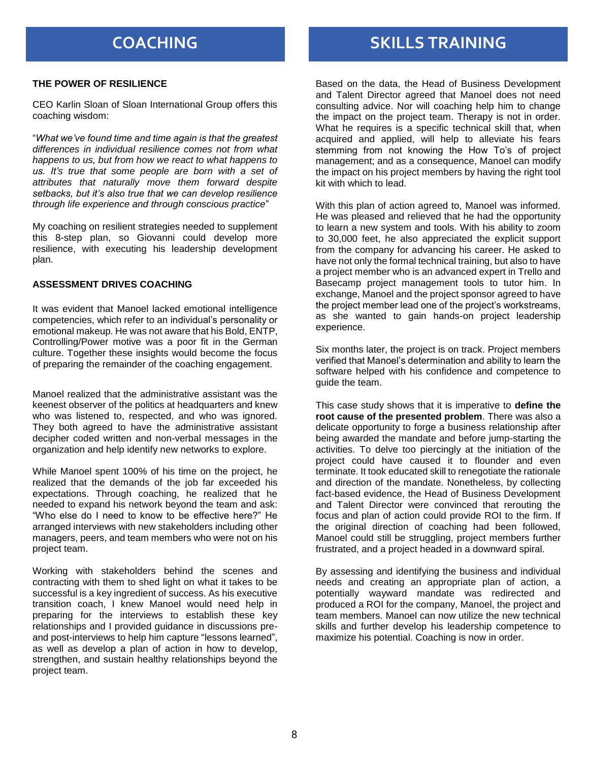# COACHING

### THE POWER OF RESILIENCE

CEO Karlin Sloan of Sloan International Group offers this coaching wisdom:

"*What we've found time and time again is that the greatest differences in individual resilience comes not from what happens to us, but from how we react to what happens to us. It's true that some people are born with a set of attributes that naturally move them forward despite setbacks, but it's also true that we can develop resilience through life experience and through conscious practice*"

My coaching on resilient strategies needed to supplement this 8-step plan, so Giovanni could develop more resilience, with executing his leadership development plan.

### ASSESSMENT DRIVES COACHING

It was evident that Manoel lacked emotional intelligence competencies, which refer to an individual's personality or emotional makeup. He was not aware that his Bold, ENTP, Controlling/Power motive was a poor fit in the German culture. Together these insights would become the focus of preparing the remainder of the coaching engagement.

Manoel realized that the administrative assistant was the keenest observer of the politics at headquarters and knew who was listened to, respected, and who was ignored. They both agreed to have the administrative assistant decipher coded written and non-verbal messages in the organization and help identify new networks to explore.

While Manoel spent 100% of his time on the project, he realized that the demands of the job far exceeded his expectations. Through coaching, he realized that he needed to expand his network beyond the team and ask: "Who else do I need to know to be effective here?" He arranged interviews with new stakeholders including other managers, peers, and team members who were not on his project team.

Working with stakeholders behind the scenes and contracting with them to shed light on what it takes to be successful is a key ingredient of success. As his executive transition coach, I knew Manoel would need help in preparing for the interviews to establish these key relationships and I provided guidance in discussions pre- and post-interviews to help him capture "lessons learned", as well as develop a plan of action in how to develop, strengthen, and sustain healthy relationships beyond the project team.

# SKILLS TRAINING

Based on the data, the Head of Business Development and Talent Director agreed that Manoel does not need consulting advice. Nor will coaching help him to change the impact on the project team. Therapy is not in order. What he requires is a specific technical skill that, when acquired and applied, will help to alleviate his fears stemming from not knowing the How To's of project management; and as a consequence, Manoel can modify the impact on his project members by having the right tool kit with which to lead.

With this plan of action agreed to, Manoel was informed. He was pleased and relieved that he had the opportunity to learn a new system and tools. With his ability to zoom to 30,000 feet, he also appreciated the explicit support from the company for advancing his career. He asked to have not only the formal technical training, but also to have a project member who is an advanced expert in Trello and Basecamp project management tools to tutor him. In exchange, Manoel and the project sponsor agreed to have the project member lead one of the project's workstreams, as she wanted to gain hands-on project leadership experience.

Six months later, the project is on track. Project members verified that Manoel's determination and ability to learn the software helped with his confidence and competence to guide the team.

This case study shows that it is imperative to **define the root cause of the presented problem**. There was also a delicate opportunity to forge a business relationship after being awarded the mandate and before jump-starting the activities. To delve too piercingly at the initiation of the project could have caused it to flounder and even terminate. It took educated skill to renegotiate the rationale and direction of the mandate. Nonetheless, by collecting fact-based evidence, the Head of Business Development and Talent Director were convinced that rerouting the focus and plan of action could provide ROI to the firm. If the original direction of coaching had been followed, Manoel could still be struggling, project members further frustrated, and a project headed in a downward spiral.

By assessing and identifying the business and individual needs and creating an appropriate plan of action, a potentially wayward mandate was redirected and produced a ROI for the company, Manoel, the project and team members. Manoel can now utilize the new technical skills and further develop his leadership competence to maximize his potential. Coaching is now in order.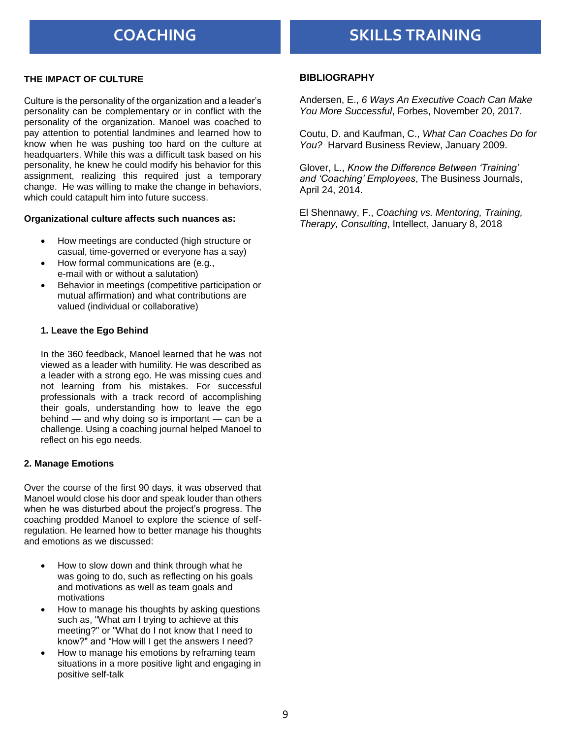# COACHING

### THE IMPACT OF CULTURE

Culture is the personality of the organization and a leader's personality can be complementary or in conflict with the personality of the organization. Manoel was coached to pay attention to potential landmines and learned how to know when he was pushing too hard on the culture at headquarters. While this was a difficult task based on his personality, he knew he could modify his behavior for this assignment, realizing this required just a temporary change. He was willing to make the change in behaviors, which could catapult him into future success.

**Organizational culture affects such nuances as:**

- How meetings are conducted (high structure or casual, time-governed or everyone has a say)
- How formal communications are (e.g., e-mail with or without a salutation)
- Behavior in meetings (competitive participation or mutual affirmation) and what contributions are valued (individual or collaborative)

**1. Leave the Ego Behind**

In the 360 feedback, Manoel learned that he was not viewed as a leader with humility. He was described as a leader with a strong ego. He was missing cues and not learning from his mistakes. For successful professionals with a track record of accomplishing their goals, understanding how to leave the ego behind — and why doing so is important — can be a challenge. Using a coaching journal helped Manoel to reflect on his ego needs.

**2. Manage Emotions**

Over the course of the first 90 days, it was observed that Manoel would close his door and speak louder than others when he was disturbed about the project's progress. The coaching prodded Manoel to explore the science of self-regulation. He learned how to better manage his thoughts and emotions as we discussed:

- How to slow down and think through what he was going to do, such as reflecting on his goals and motivations as well as team goals and motivations
- How to manage his thoughts by asking questions such as, "What am I trying to achieve at this meeting?" or "What do I not know that I need to know?" and "How will I get the answers I need?
- How to manage his emotions by reframing team situations in a more positive light and engaging in positive self-talk

# SKILLS TRAINING

### BIBLIOGRAPHY

Andersen, E., *6 Ways An Executive Coach Can Make You More Successful*, Forbes, November 20, 2017.

Coutu, D. and Kaufman, C., *What Can Coaches Do for You?* Harvard Business Review, January 2009.

Glover, L., *Know the Difference Between 'Training' and 'Coaching' Employees*, The Business Journals, April 24, 2014.

El Shennawy, F., *Coaching vs. Mentoring, Training, Therapy, Consulting*, Intellect, January 8, 2018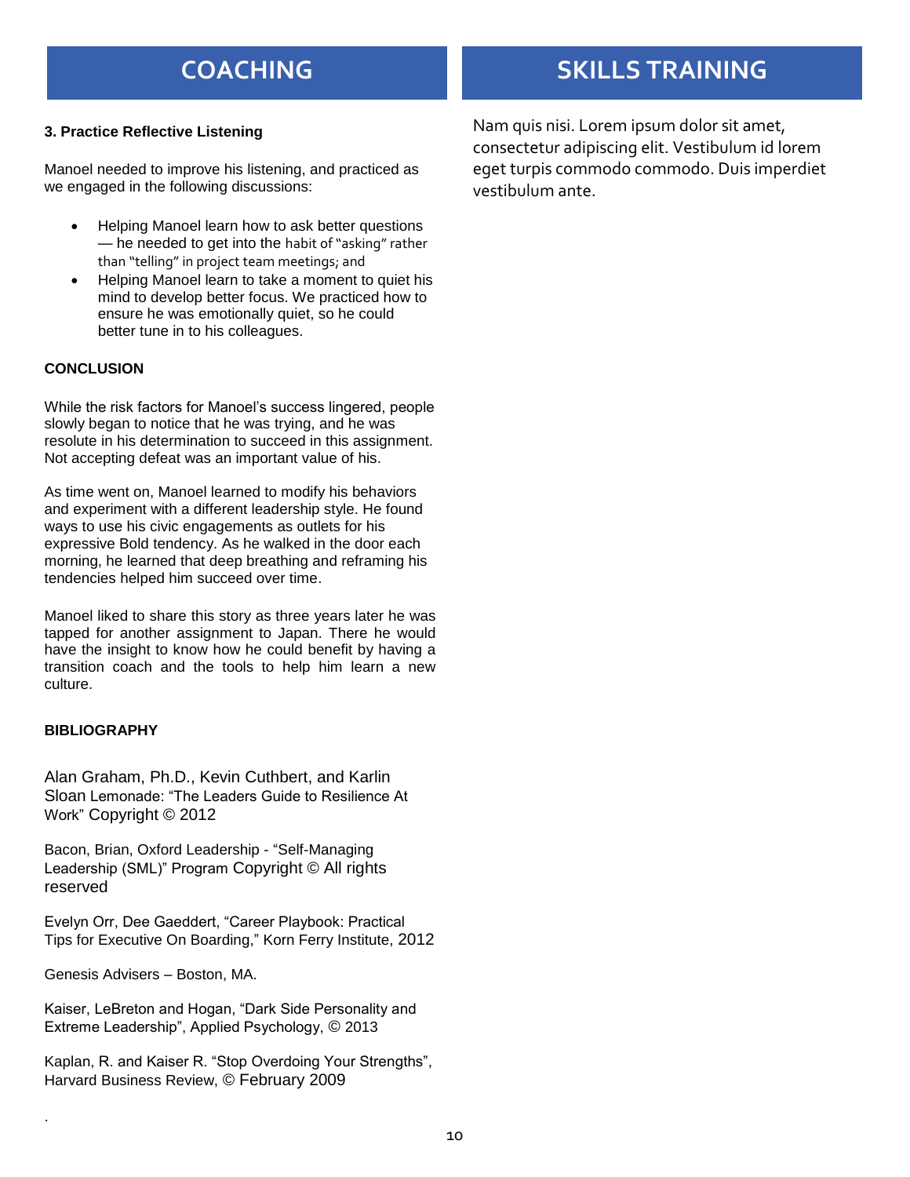## COACHING

### 3. Practice Reflective Listening

Manoel needed to improve his listening, and practiced as we engaged in the following discussions:

- Helping Manoel learn how to ask better questions — he needed to get into the habit of "asking" rather than "telling" in project team meetings; and
- Helping Manoel learn to take a moment to quiet his mind to develop better focus. We practiced how to ensure he was emotionally quiet, so he could better tune in to his colleagues.

### CONCLUSION

While the risk factors for Manoel's success lingered, people slowly began to notice that he was trying, and he was resolute in his determination to succeed in this assignment. Not accepting defeat was an important value of his.

As time went on, Manoel learned to modify his behaviors and experiment with a different leadership style. He found ways to use his civic engagements as outlets for his expressive Bold tendency. As he walked in the door each morning, he learned that deep breathing and reframing his tendencies helped him succeed over time.

Manoel liked to share this story as three years later he was tapped for another assignment to Japan. There he would have the insight to know how he could benefit by having a transition coach and the tools to help him learn a new culture.

### BIBLIOGRAPHY

Alan Graham, Ph.D., Kevin Cuthbert, and Karlin Sloan Lemonade: "The Leaders Guide to Resilience At Work" Copyright © 2012

Bacon, Brian, Oxford Leadership - "Self-Managing Leadership (SML)" Program Copyright © All rights reserved

Evelyn Orr, Dee Gaeddert, "Career Playbook: Practical Tips for Executive On Boarding," Korn Ferry Institute, 2012

Genesis Advisers – Boston, MA.

Kaiser, LeBreton and Hogan, "Dark Side Personality and Extreme Leadership", Applied Psychology, © 2013

Kaplan, R. and Kaiser R. "Stop Overdoing Your Strengths", Harvard Business Review, © February 2009

## SKILLS TRAINING

Nam quis nisi. Lorem ipsum dolor sit amet, consectetur adipiscing elit. Vestibulum id lorem eget turpis commodo commodo. Duis imperdiet vestibulum ante.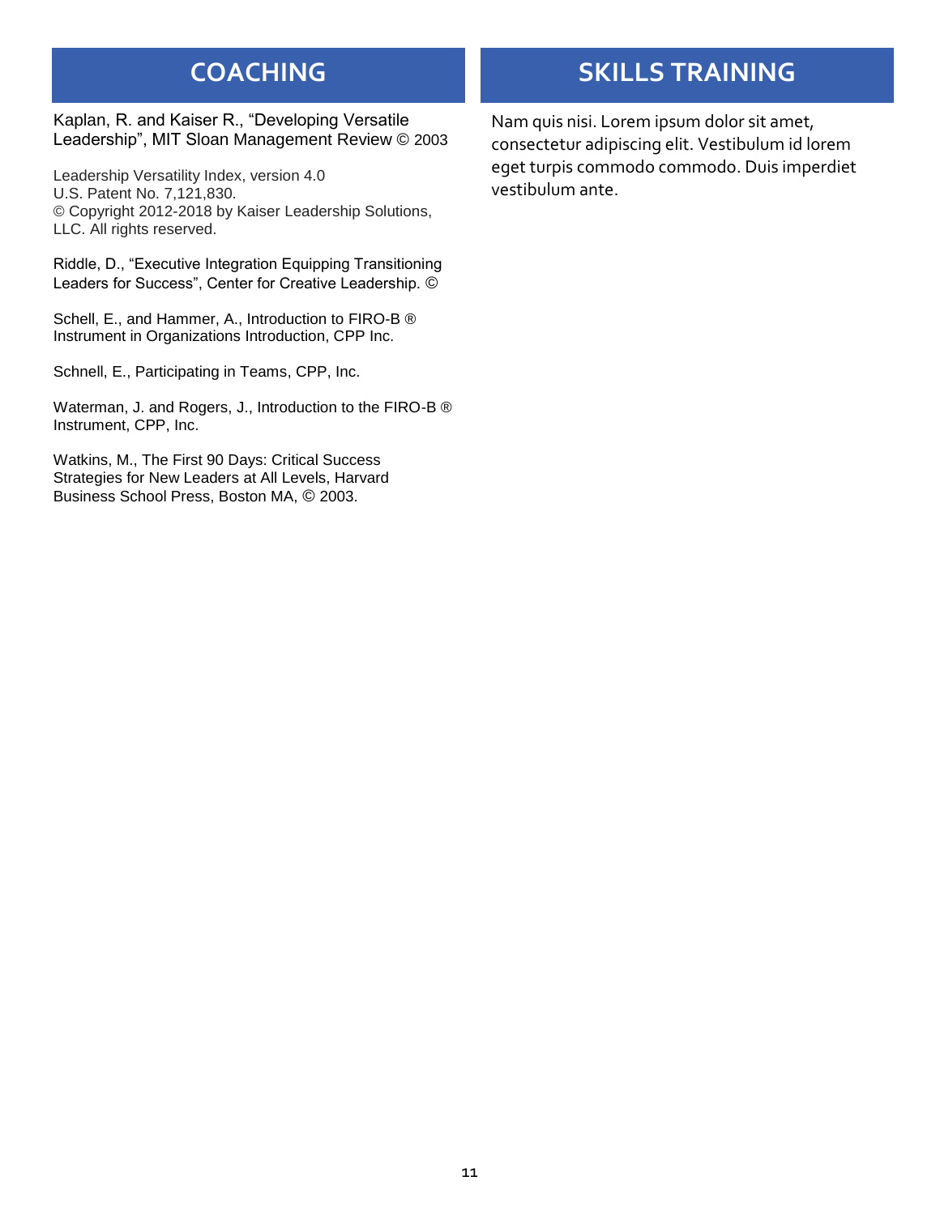## COACHING

Kaplan, R. and Kaiser R., "Developing Versatile Leadership", MIT Sloan Management Review © 2003

Leadership Versatility Index, version 4.0
U.S. Patent No. 7,121,830.
© Copyright 2012-2018 by Kaiser Leadership Solutions, LLC. All rights reserved.

Riddle, D., "Executive Integration Equipping Transitioning Leaders for Success", Center for Creative Leadership. ©

Schell, E., and Hammer, A., Introduction to FIRO-B ® Instrument in Organizations Introduction, CPP Inc.

Schnell, E., Participating in Teams, CPP, Inc.

Waterman, J. and Rogers, J., Introduction to the FIRO-B ® Instrument, CPP, Inc.

Watkins, M., The First 90 Days: Critical Success Strategies for New Leaders at All Levels, Harvard Business School Press, Boston MA, © 2003.

## SKILLS TRAINING

Nam quis nisi. Lorem ipsum dolor sit amet, consectetur adipiscing elit. Vestibulum id lorem eget turpis commodo commodo. Duis imperdiet vestibulum ante.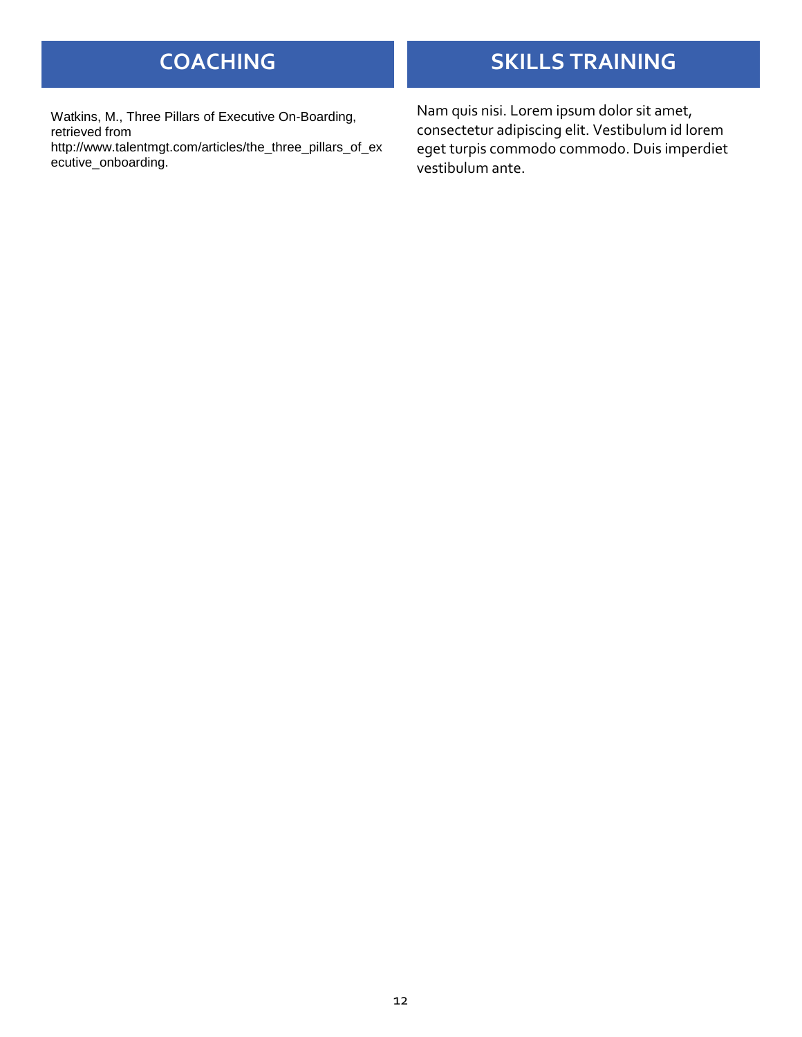## COACHING

Watkins, M., Three Pillars of Executive On-Boarding, retrieved from http://www.talentmgt.com/articles/the_three_pillars_of_executive_onboarding.

## SKILLS TRAINING

Nam quis nisi. Lorem ipsum dolor sit amet, consectetur adipiscing elit. Vestibulum id lorem eget turpis commodo commodo. Duis imperdiet vestibulum ante.